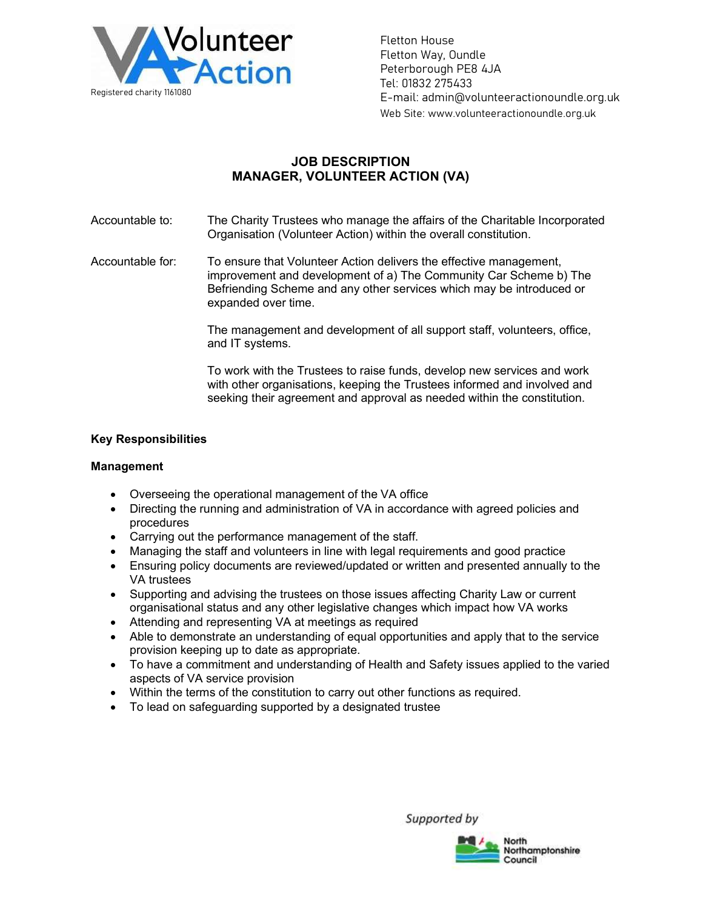Volunteer Action

Registered charity 1161080

Fletton House
Fletton Way, Oundle
Peterborough PE8 4JA
Tel: 01832 275433
E-mail: admin@volunteeractionoundle.org.uk
Web Site: www.volunteeractionoundle.org.uk

# JOB DESCRIPTION
# MANAGER, VOLUNTEER ACTION (VA)

**Accountable to:** The Charity Trustees who manage the affairs of the Charitable Incorporated Organisation (Volunteer Action) within the overall constitution.

**Accountable for:** To ensure that Volunteer Action delivers the effective management, improvement and development of a) The Community Car Scheme b) The Befriending Scheme and any other services which may be introduced or expanded over time.

The management and development of all support staff, volunteers, office, and IT systems.

To work with the Trustees to raise funds, develop new services and work with other organisations, keeping the Trustees informed and involved and seeking their agreement and approval as needed within the constitution.

## Key Responsibilities

### Management

- Overseeing the operational management of the VA office
- Directing the running and administration of VA in accordance with agreed policies and procedures
- Carrying out the performance management of the staff.
- Managing the staff and volunteers in line with legal requirements and good practice
- Ensuring policy documents are reviewed/updated or written and presented annually to the VA trustees
- Supporting and advising the trustees on those issues affecting Charity Law or current organisational status and any other legislative changes which impact how VA works
- Attending and representing VA at meetings as required
- Able to demonstrate an understanding of equal opportunities and apply that to the service provision keeping up to date as appropriate.
- To have a commitment and understanding of Health and Safety issues applied to the varied aspects of VA service provision
- Within the terms of the constitution to carry out other functions as required.
- To lead on safeguarding supported by a designated trustee

Supported by North Northamptonshire Council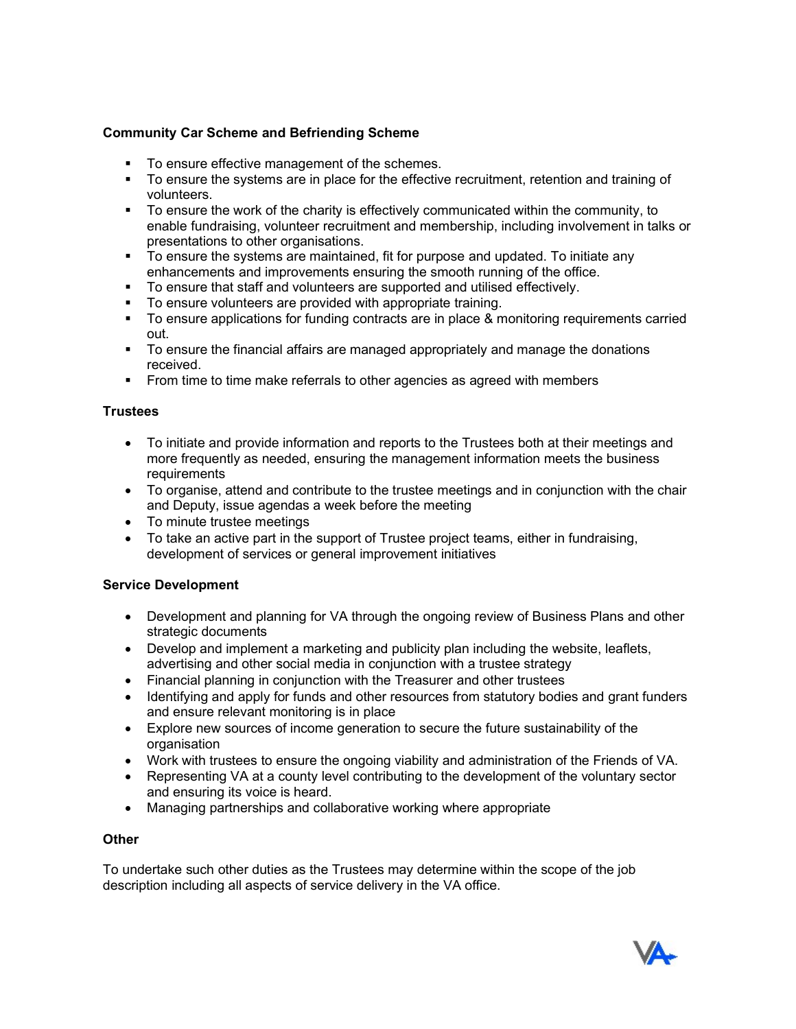**Community Car Scheme and Befriending Scheme**

- To ensure effective management of the schemes.
- To ensure the systems are in place for the effective recruitment, retention and training of volunteers.
- To ensure the work of the charity is effectively communicated within the community, to enable fundraising, volunteer recruitment and membership, including involvement in talks or presentations to other organisations.
- To ensure the systems are maintained, fit for purpose and updated. To initiate any enhancements and improvements ensuring the smooth running of the office.
- To ensure that staff and volunteers are supported and utilised effectively.
- To ensure volunteers are provided with appropriate training.
- To ensure applications for funding contracts are in place & monitoring requirements carried out.
- To ensure the financial affairs are managed appropriately and manage the donations received.
- From time to time make referrals to other agencies as agreed with members

**Trustees**

- To initiate and provide information and reports to the Trustees both at their meetings and more frequently as needed, ensuring the management information meets the business requirements
- To organise, attend and contribute to the trustee meetings and in conjunction with the chair and Deputy, issue agendas a week before the meeting
- To minute trustee meetings
- To take an active part in the support of Trustee project teams, either in fundraising, development of services or general improvement initiatives

**Service Development**

- Development and planning for VA through the ongoing review of Business Plans and other strategic documents
- Develop and implement a marketing and publicity plan including the website, leaflets, advertising and other social media in conjunction with a trustee strategy
- Financial planning in conjunction with the Treasurer and other trustees
- Identifying and apply for funds and other resources from statutory bodies and grant funders and ensure relevant monitoring is in place
- Explore new sources of income generation to secure the future sustainability of the organisation
- Work with trustees to ensure the ongoing viability and administration of the Friends of VA.
- Representing VA at a county level contributing to the development of the voluntary sector and ensuring its voice is heard.
- Managing partnerships and collaborative working where appropriate

**Other**

To undertake such other duties as the Trustees may determine within the scope of the job description including all aspects of service delivery in the VA office.